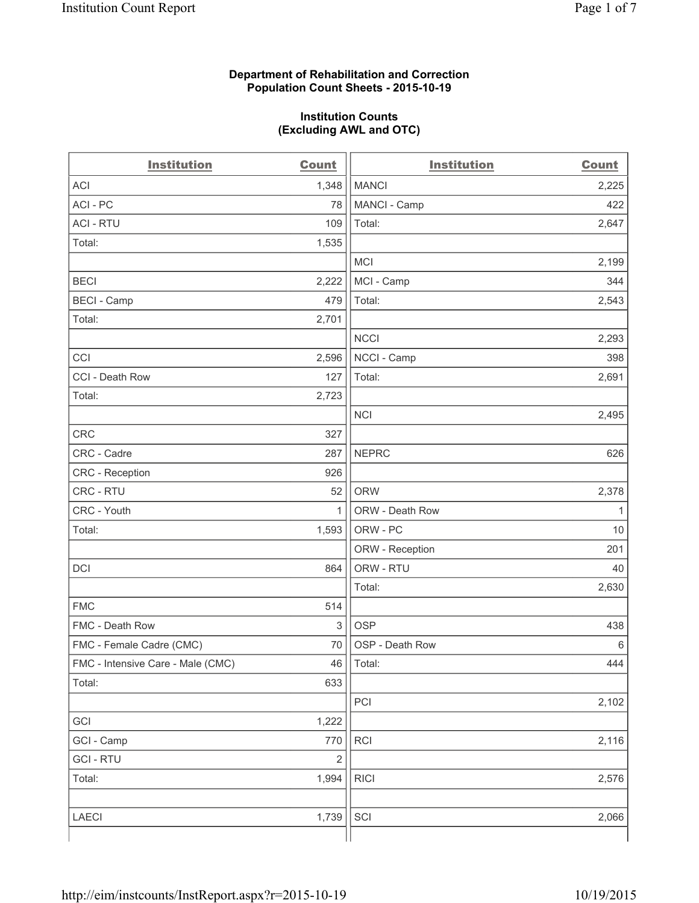**Department of Rehabilitation and Correction**
**Population Count Sheets - 2015-10-19**

**Institution Counts**
**(Excluding AWL and OTC)**

| Institution | Count | Institution | Count |
|---|---|---|---|
| ACI | 1,348 | MANCI | 2,225 |
| ACI - PC | 78 | MANCI - Camp | 422 |
| ACI - RTU | 109 | Total: | 2,647 |
| Total: | 1,535 | | |
| | | MCI | 2,199 |
| BECI | 2,222 | MCI - Camp | 344 |
| BECI - Camp | 479 | Total: | 2,543 |
| Total: | 2,701 | | |
| | | NCCI | 2,293 |
| CCI | 2,596 | NCCI - Camp | 398 |
| CCI - Death Row | 127 | Total: | 2,691 |
| Total: | 2,723 | | |
| | | NCI | 2,495 |
| CRC | 327 | | |
| CRC - Cadre | 287 | NEPRC | 626 |
| CRC - Reception | 926 | | |
| CRC - RTU | 52 | ORW | 2,378 |
| CRC - Youth | 1 | ORW - Death Row | 1 |
| Total: | 1,593 | ORW - PC | 10 |
| | | ORW - Reception | 201 |
| DCI | 864 | ORW - RTU | 40 |
| | | Total: | 2,630 |
| FMC | 514 | | |
| FMC - Death Row | 3 | OSP | 438 |
| FMC - Female Cadre (CMC) | 70 | OSP - Death Row | 6 |
| FMC - Intensive Care - Male (CMC) | 46 | Total: | 444 |
| Total: | 633 | | |
| | | PCI | 2,102 |
| GCI | 1,222 | | |
| GCI - Camp | 770 | RCI | 2,116 |
| GCI - RTU | 2 | | |
| Total: | 1,994 | RICI | 2,576 |
| | | | |
| LAECI | 1,739 | SCI | 2,066 |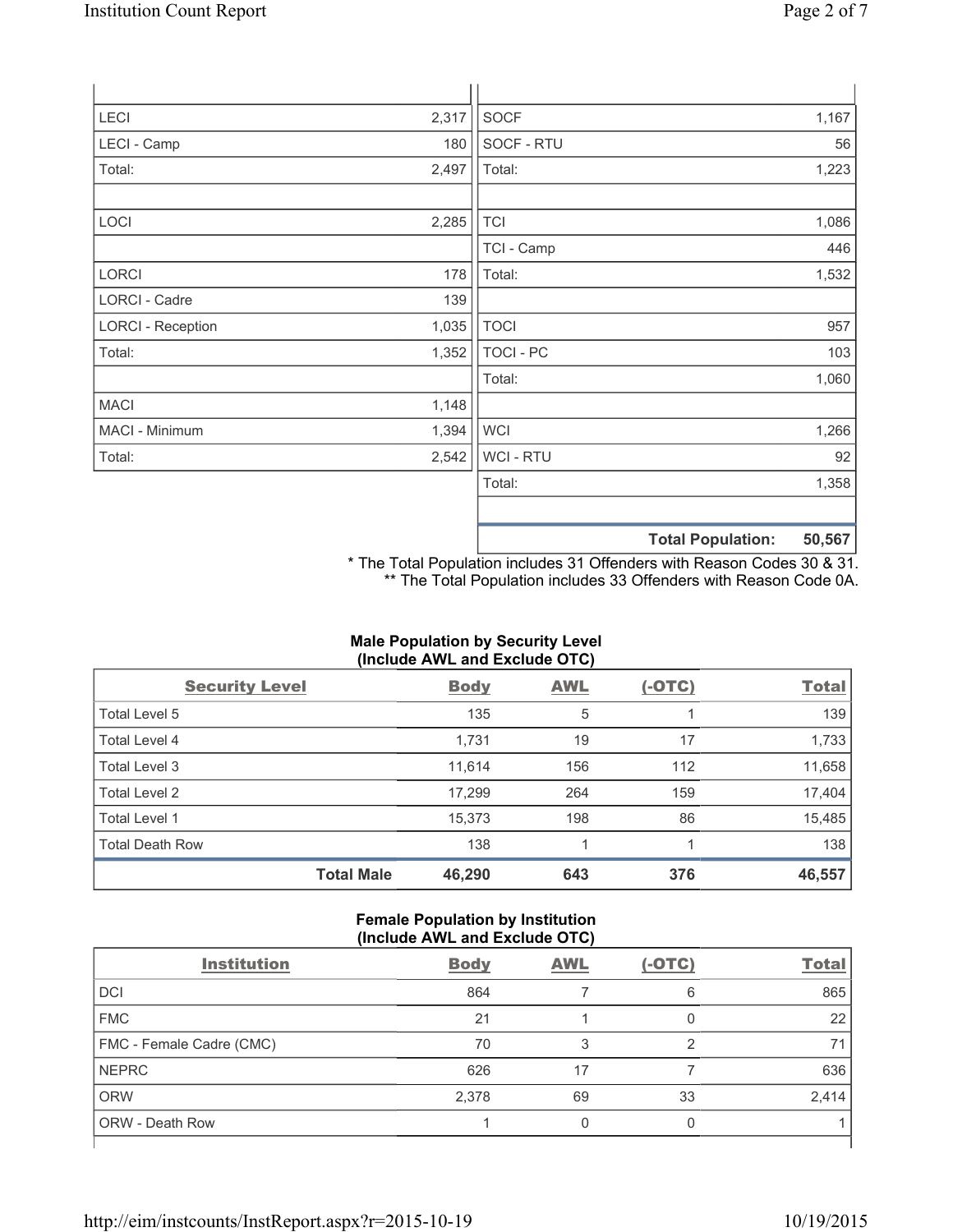| | | | |
|---|---|---|---|
| LECI | 2,317 | SOCF | 1,167 |
| LECI - Camp | 180 | SOCF - RTU | 56 |
| Total: | 2,497 | Total: | 1,223 |
| | | | |
| LOCI | 2,285 | TCI | 1,086 |
| | | TCI - Camp | 446 |
| LORCI | 178 | Total: | 1,532 |
| LORCI - Cadre | 139 | | |
| LORCI - Reception | 1,035 | TOCI | 957 |
| Total: | 1,352 | TOCI - PC | 103 |
| | | Total: | 1,060 |
| MACI | 1,148 | | |
| MACI - Minimum | 1,394 | WCI | 1,266 |
| Total: | 2,542 | WCI - RTU | 92 |
| | | Total: | 1,358 |
| | | | |
| | | **Total Population:** | **50,567** |

* The Total Population includes 31 Offenders with Reason Codes 30 & 31.
** The Total Population includes 33 Offenders with Reason Code 0A.

**Male Population by Security Level (Include AWL and Exclude OTC)**

| Security Level | Body | AWL | (-OTC) | Total |
|---|---|---|---|---|
| Total Level 5 | 135 | 5 | 1 | 139 |
| Total Level 4 | 1,731 | 19 | 17 | 1,733 |
| Total Level 3 | 11,614 | 156 | 112 | 11,658 |
| Total Level 2 | 17,299 | 264 | 159 | 17,404 |
| Total Level 1 | 15,373 | 198 | 86 | 15,485 |
| Total Death Row | 138 | 1 | 1 | 138 |
| **Total Male** | **46,290** | **643** | **376** | **46,557** |

**Female Population by Institution (Include AWL and Exclude OTC)**

| Institution | Body | AWL | (-OTC) | Total |
|---|---|---|---|---|
| DCI | 864 | 7 | 6 | 865 |
| FMC | 21 | 1 | 0 | 22 |
| FMC - Female Cadre (CMC) | 70 | 3 | 2 | 71 |
| NEPRC | 626 | 17 | 7 | 636 |
| ORW | 2,378 | 69 | 33 | 2,414 |
| ORW - Death Row | 1 | 0 | 0 | 1 |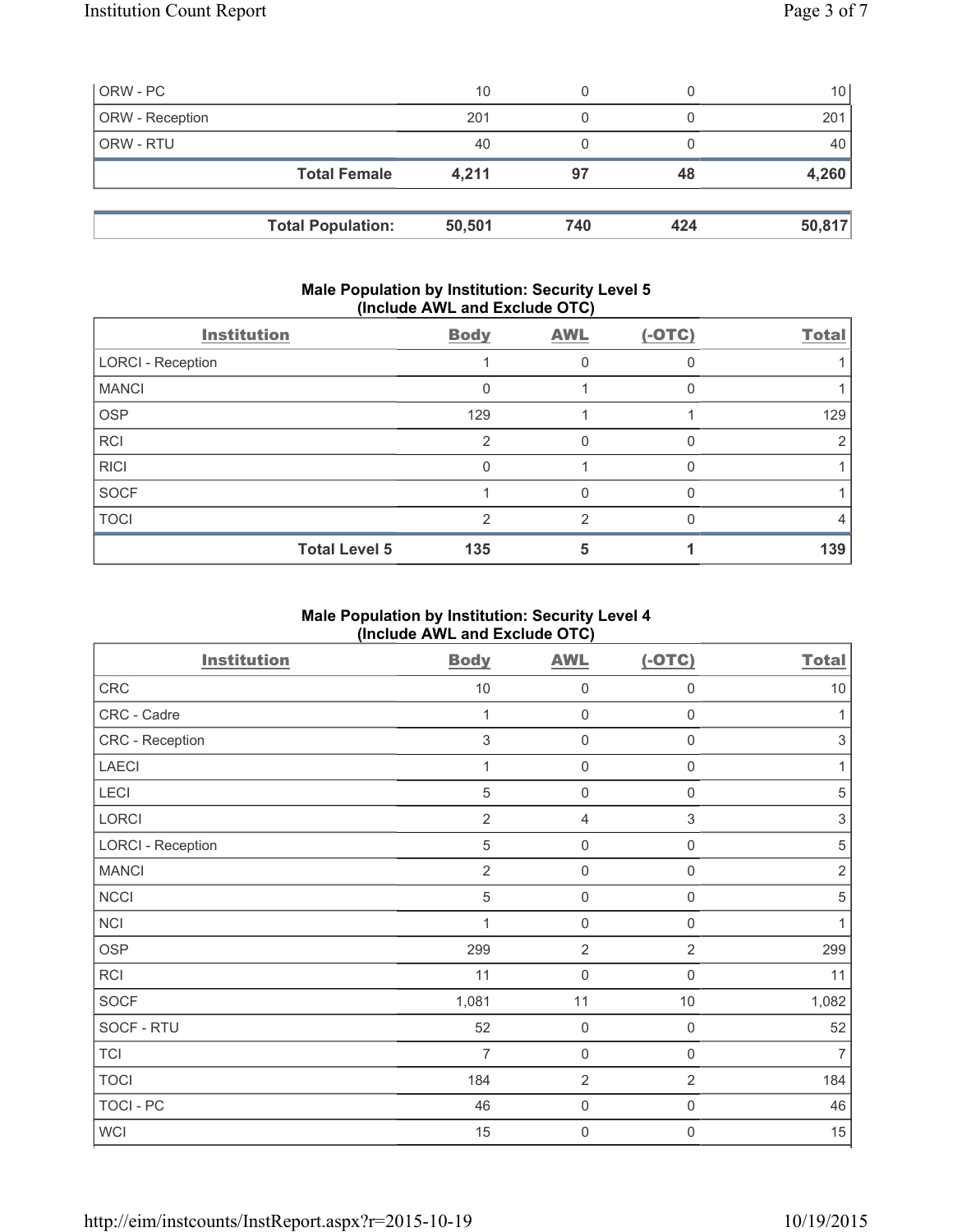| | | | | |
|---|---|---|---|---|
| ORW - PC | 10 | 0 | 0 | 10 |
| ORW - Reception | 201 | 0 | 0 | 201 |
| ORW - RTU | 40 | 0 | 0 | 40 |
| **Total Female** | **4,211** | **97** | **48** | **4,260** |

| | | | | |
|---|---|---|---|---|
| **Total Population:** | **50,501** | **740** | **424** | **50,817** |

### Male Population by Institution: Security Level 5 (Include AWL and Exclude OTC)

| Institution | Body | AWL | (-OTC) | Total |
|---|---|---|---|---|
| LORCI - Reception | 1 | 0 | 0 | 1 |
| MANCI | 0 | 1 | 0 | 1 |
| OSP | 129 | 1 | 1 | 129 |
| RCI | 2 | 0 | 0 | 2 |
| RICI | 0 | 1 | 0 | 1 |
| SOCF | 1 | 0 | 0 | 1 |
| TOCI | 2 | 2 | 0 | 4 |
| **Total Level 5** | **135** | **5** | **1** | **139** |

### Male Population by Institution: Security Level 4 (Include AWL and Exclude OTC)

| Institution | Body | AWL | (-OTC) | Total |
|---|---|---|---|---|
| CRC | 10 | 0 | 0 | 10 |
| CRC - Cadre | 1 | 0 | 0 | 1 |
| CRC - Reception | 3 | 0 | 0 | 3 |
| LAECI | 1 | 0 | 0 | 1 |
| LECI | 5 | 0 | 0 | 5 |
| LORCI | 2 | 4 | 3 | 3 |
| LORCI - Reception | 5 | 0 | 0 | 5 |
| MANCI | 2 | 0 | 0 | 2 |
| NCCI | 5 | 0 | 0 | 5 |
| NCI | 1 | 0 | 0 | 1 |
| OSP | 299 | 2 | 2 | 299 |
| RCI | 11 | 0 | 0 | 11 |
| SOCF | 1,081 | 11 | 10 | 1,082 |
| SOCF - RTU | 52 | 0 | 0 | 52 |
| TCI | 7 | 0 | 0 | 7 |
| TOCI | 184 | 2 | 2 | 184 |
| TOCI - PC | 46 | 0 | 0 | 46 |
| WCI | 15 | 0 | 0 | 15 |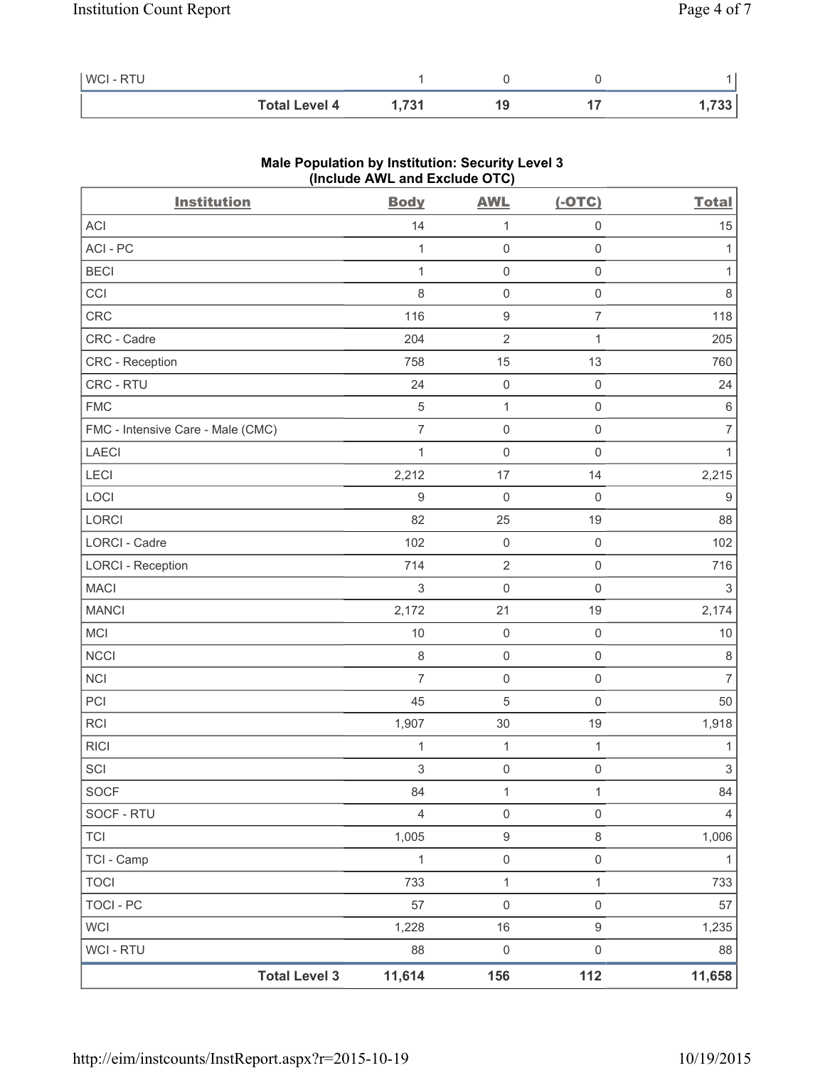| WCI - RTU | 1 | 0 | 0 | 1 |
|---|---|---|---|---|
| **Total Level 4** | **1,731** | **19** | **17** | **1,733** |

**Male Population by Institution: Security Level 3 (Include AWL and Exclude OTC)**

| Institution | Body | AWL | (-OTC) | Total |
|---|---|---|---|---|
| ACI | 14 | 1 | 0 | 15 |
| ACI - PC | 1 | 0 | 0 | 1 |
| BECI | 1 | 0 | 0 | 1 |
| CCI | 8 | 0 | 0 | 8 |
| CRC | 116 | 9 | 7 | 118 |
| CRC - Cadre | 204 | 2 | 1 | 205 |
| CRC - Reception | 758 | 15 | 13 | 760 |
| CRC - RTU | 24 | 0 | 0 | 24 |
| FMC | 5 | 1 | 0 | 6 |
| FMC - Intensive Care - Male (CMC) | 7 | 0 | 0 | 7 |
| LAECI | 1 | 0 | 0 | 1 |
| LECI | 2,212 | 17 | 14 | 2,215 |
| LOCI | 9 | 0 | 0 | 9 |
| LORCI | 82 | 25 | 19 | 88 |
| LORCI - Cadre | 102 | 0 | 0 | 102 |
| LORCI - Reception | 714 | 2 | 0 | 716 |
| MACI | 3 | 0 | 0 | 3 |
| MANCI | 2,172 | 21 | 19 | 2,174 |
| MCI | 10 | 0 | 0 | 10 |
| NCCI | 8 | 0 | 0 | 8 |
| NCI | 7 | 0 | 0 | 7 |
| PCI | 45 | 5 | 0 | 50 |
| RCI | 1,907 | 30 | 19 | 1,918 |
| RICI | 1 | 1 | 1 | 1 |
| SCI | 3 | 0 | 0 | 3 |
| SOCF | 84 | 1 | 1 | 84 |
| SOCF - RTU | 4 | 0 | 0 | 4 |
| TCI | 1,005 | 9 | 8 | 1,006 |
| TCI - Camp | 1 | 0 | 0 | 1 |
| TOCI | 733 | 1 | 1 | 733 |
| TOCI - PC | 57 | 0 | 0 | 57 |
| WCI | 1,228 | 16 | 9 | 1,235 |
| WCI - RTU | 88 | 0 | 0 | 88 |
| **Total Level 3** | **11,614** | **156** | **112** | **11,658** |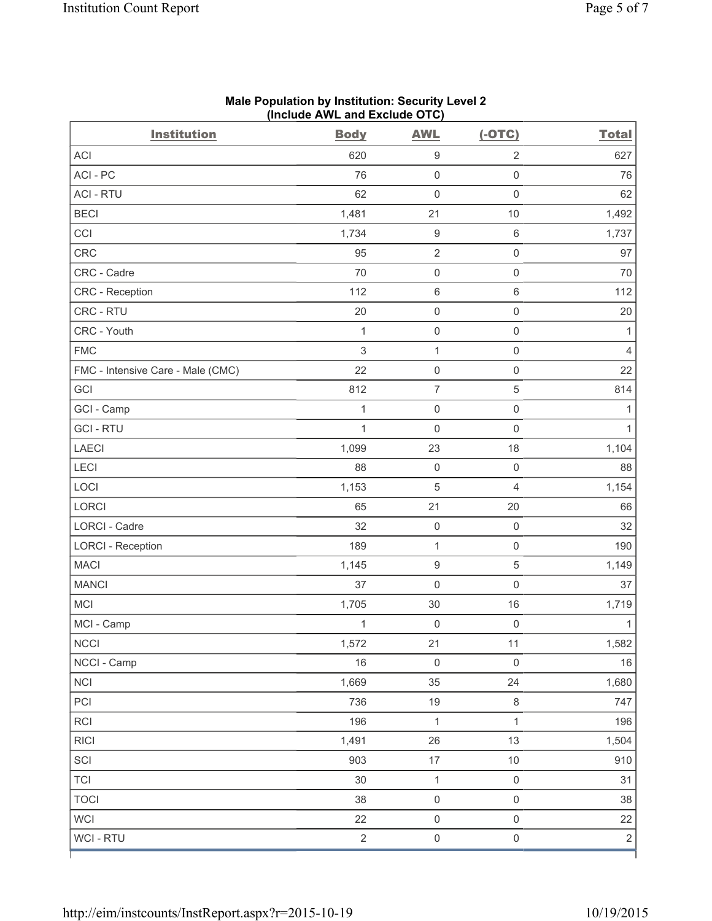**Male Population by Institution: Security Level 2**
**(Include AWL and Exclude OTC)**

| Institution | Body | AWL | (-OTC) | Total |
|---|---|---|---|---|
| ACI | 620 | 9 | 2 | 627 |
| ACI - PC | 76 | 0 | 0 | 76 |
| ACI - RTU | 62 | 0 | 0 | 62 |
| BECI | 1,481 | 21 | 10 | 1,492 |
| CCI | 1,734 | 9 | 6 | 1,737 |
| CRC | 95 | 2 | 0 | 97 |
| CRC - Cadre | 70 | 0 | 0 | 70 |
| CRC - Reception | 112 | 6 | 6 | 112 |
| CRC - RTU | 20 | 0 | 0 | 20 |
| CRC - Youth | 1 | 0 | 0 | 1 |
| FMC | 3 | 1 | 0 | 4 |
| FMC - Intensive Care - Male (CMC) | 22 | 0 | 0 | 22 |
| GCI | 812 | 7 | 5 | 814 |
| GCI - Camp | 1 | 0 | 0 | 1 |
| GCI - RTU | 1 | 0 | 0 | 1 |
| LAECI | 1,099 | 23 | 18 | 1,104 |
| LECI | 88 | 0 | 0 | 88 |
| LOCI | 1,153 | 5 | 4 | 1,154 |
| LORCI | 65 | 21 | 20 | 66 |
| LORCI - Cadre | 32 | 0 | 0 | 32 |
| LORCI - Reception | 189 | 1 | 0 | 190 |
| MACI | 1,145 | 9 | 5 | 1,149 |
| MANCI | 37 | 0 | 0 | 37 |
| MCI | 1,705 | 30 | 16 | 1,719 |
| MCI - Camp | 1 | 0 | 0 | 1 |
| NCCI | 1,572 | 21 | 11 | 1,582 |
| NCCI - Camp | 16 | 0 | 0 | 16 |
| NCI | 1,669 | 35 | 24 | 1,680 |
| PCI | 736 | 19 | 8 | 747 |
| RCI | 196 | 1 | 1 | 196 |
| RICI | 1,491 | 26 | 13 | 1,504 |
| SCI | 903 | 17 | 10 | 910 |
| TCI | 30 | 1 | 0 | 31 |
| TOCI | 38 | 0 | 0 | 38 |
| WCI | 22 | 0 | 0 | 22 |
| WCI - RTU | 2 | 0 | 0 | 2 |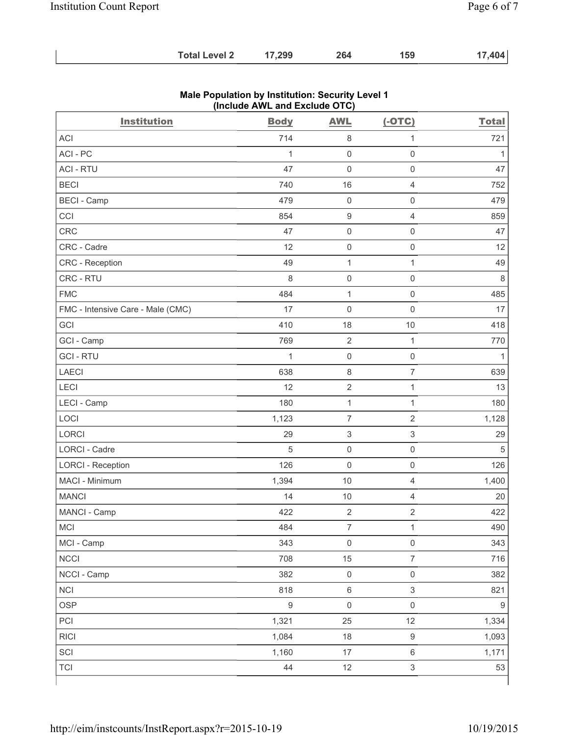| Total Level 2 | 17,299 | 264 | 159 | 17,404 |
|---|---|---|---|---|

**Male Population by Institution: Security Level 1 (Include AWL and Exclude OTC)**

| Institution | Body | AWL | (-OTC) | Total |
|---|---|---|---|---|
| ACI | 714 | 8 | 1 | 721 |
| ACI - PC | 1 | 0 | 0 | 1 |
| ACI - RTU | 47 | 0 | 0 | 47 |
| BECI | 740 | 16 | 4 | 752 |
| BECI - Camp | 479 | 0 | 0 | 479 |
| CCI | 854 | 9 | 4 | 859 |
| CRC | 47 | 0 | 0 | 47 |
| CRC - Cadre | 12 | 0 | 0 | 12 |
| CRC - Reception | 49 | 1 | 1 | 49 |
| CRC - RTU | 8 | 0 | 0 | 8 |
| FMC | 484 | 1 | 0 | 485 |
| FMC - Intensive Care - Male (CMC) | 17 | 0 | 0 | 17 |
| GCI | 410 | 18 | 10 | 418 |
| GCI - Camp | 769 | 2 | 1 | 770 |
| GCI - RTU | 1 | 0 | 0 | 1 |
| LAECI | 638 | 8 | 7 | 639 |
| LECI | 12 | 2 | 1 | 13 |
| LECI - Camp | 180 | 1 | 1 | 180 |
| LOCI | 1,123 | 7 | 2 | 1,128 |
| LORCI | 29 | 3 | 3 | 29 |
| LORCI - Cadre | 5 | 0 | 0 | 5 |
| LORCI - Reception | 126 | 0 | 0 | 126 |
| MACI - Minimum | 1,394 | 10 | 4 | 1,400 |
| MANCI | 14 | 10 | 4 | 20 |
| MANCI - Camp | 422 | 2 | 2 | 422 |
| MCI | 484 | 7 | 1 | 490 |
| MCI - Camp | 343 | 0 | 0 | 343 |
| NCCI | 708 | 15 | 7 | 716 |
| NCCI - Camp | 382 | 0 | 0 | 382 |
| NCI | 818 | 6 | 3 | 821 |
| OSP | 9 | 0 | 0 | 9 |
| PCI | 1,321 | 25 | 12 | 1,334 |
| RICI | 1,084 | 18 | 9 | 1,093 |
| SCI | 1,160 | 17 | 6 | 1,171 |
| TCI | 44 | 12 | 3 | 53 |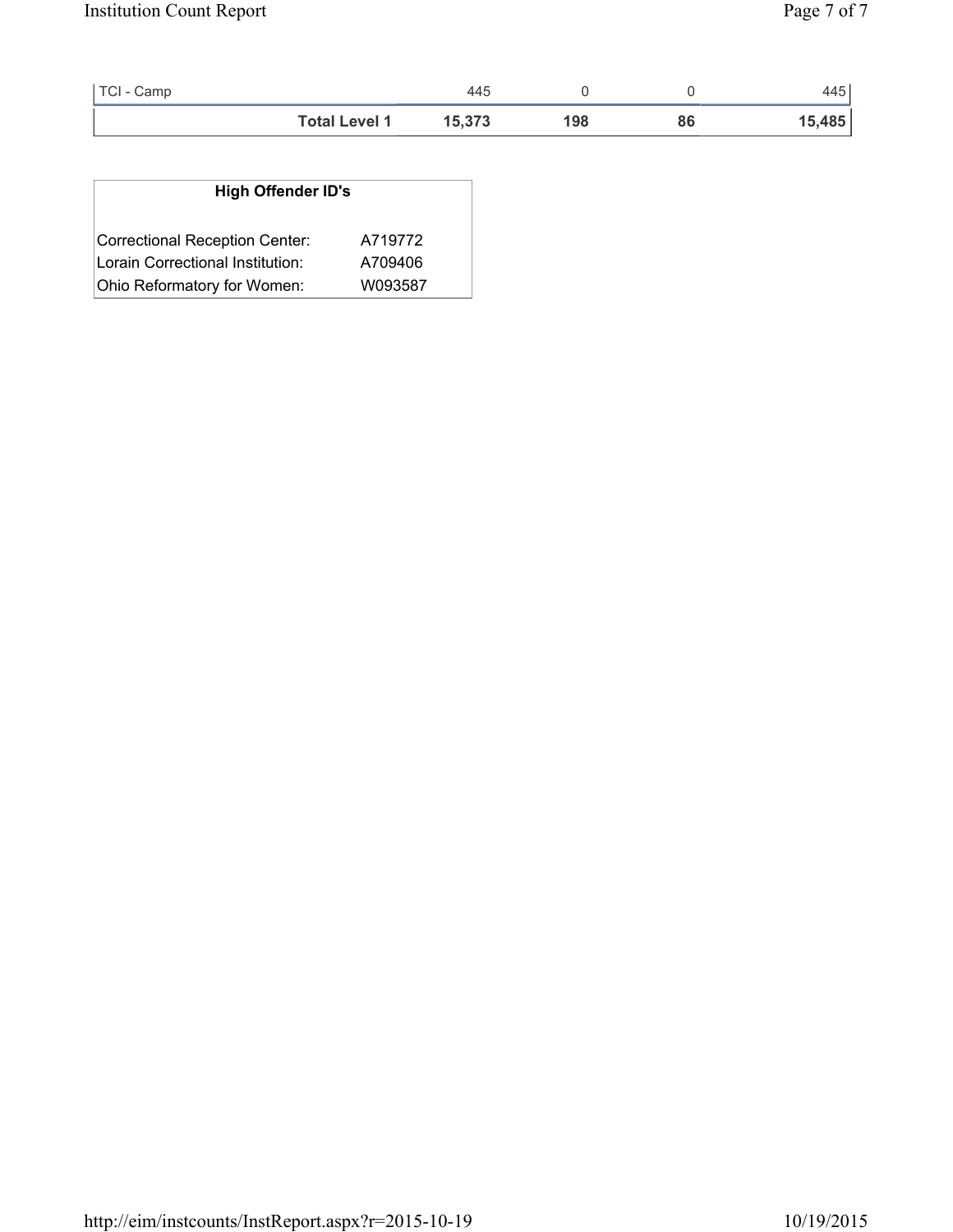| | | | | |
|---|---|---|---|---|
| TCI - Camp | 445 | 0 | 0 | 445 |
| **Total Level 1** | **15,373** | **198** | **86** | **15,485** |

| **High Offender ID's** | |
|---|---|
| Correctional Reception Center: | A719772 |
| Lorain Correctional Institution: | A709406 |
| Ohio Reformatory for Women: | W093587 |